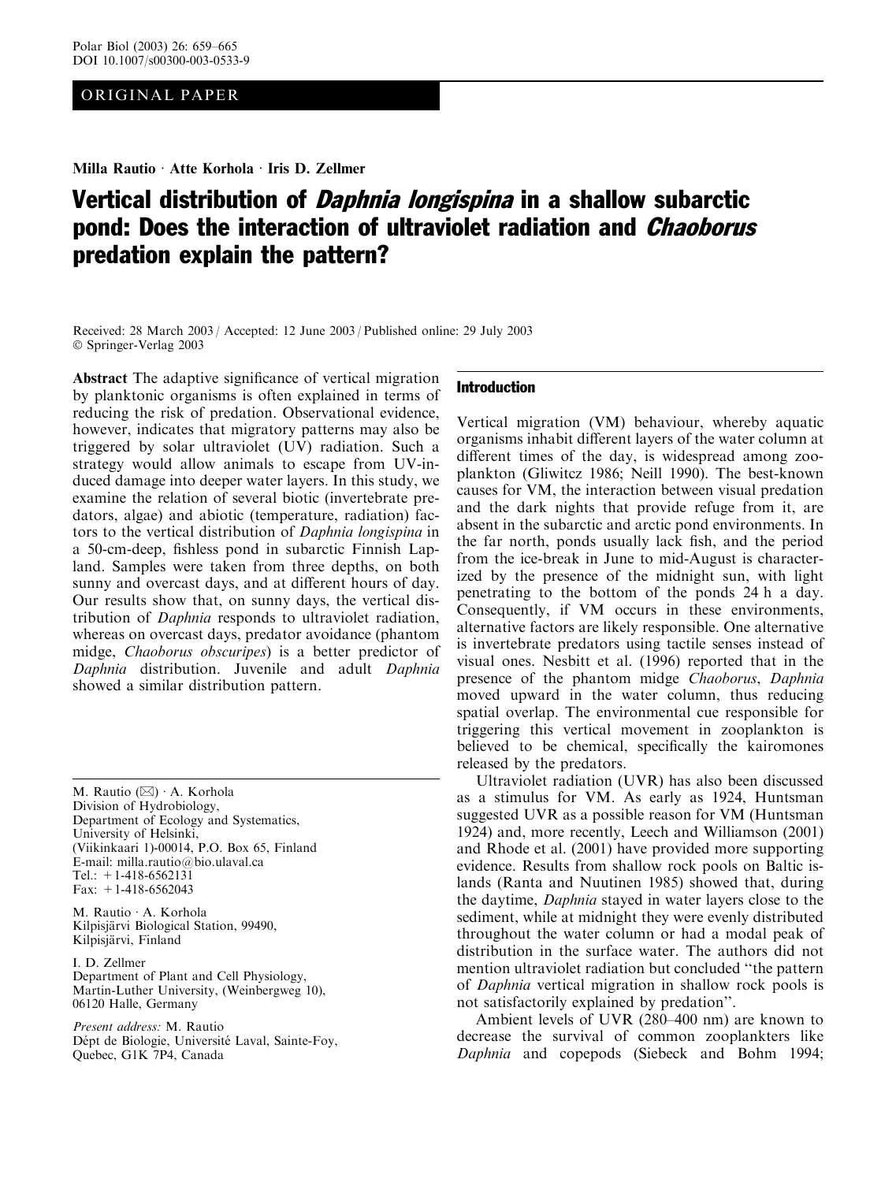ORIGINAL PAPER

**Milla Rautio · Atte Korhola · Iris D. Zellmer**

# Vertical distribution of *Daphnia longispina* in a shallow subarctic pond: Does the interaction of ultraviolet radiation and *Chaoborus* predation explain the pattern?

Received: 28 March 2003 / Accepted: 12 June 2003 / Published online: 29 July 2003
© Springer-Verlag 2003

**Abstract** The adaptive significance of vertical migration by planktonic organisms is often explained in terms of reducing the risk of predation. Observational evidence, however, indicates that migratory patterns may also be triggered by solar ultraviolet (UV) radiation. Such a strategy would allow animals to escape from UV-induced damage into deeper water layers. In this study, we examine the relation of several biotic (invertebrate predators, algae) and abiotic (temperature, radiation) factors to the vertical distribution of *Daphnia longispina* in a 50-cm-deep, fishless pond in subarctic Finnish Lapland. Samples were taken from three depths, on both sunny and overcast days, and at different hours of day. Our results show that, on sunny days, the vertical distribution of *Daphnia* responds to ultraviolet radiation, whereas on overcast days, predator avoidance (phantom midge, *Chaoborus obscuripes*) is a better predictor of *Daphnia* distribution. Juvenile and adult *Daphnia* showed a similar distribution pattern.

M. Rautio (✉) · A. Korhola
Division of Hydrobiology,
Department of Ecology and Systematics,
University of Helsinki,
(Viikinkaari 1)-00014, P.O. Box 65, Finland
E-mail: milla.rautio@bio.ulaval.ca
Tel.: +1-418-6562131
Fax: +1-418-6562043

M. Rautio · A. Korhola
Kilpisjärvi Biological Station, 99490,
Kilpisjärvi, Finland

I. D. Zellmer
Department of Plant and Cell Physiology,
Martin-Luther University, (Weinbergweg 10),
06120 Halle, Germany

*Present address:* M. Rautio
Dépt de Biologie, Université Laval, Sainte-Foy,
Quebec, G1K 7P4, Canada

## Introduction

Vertical migration (VM) behaviour, whereby aquatic organisms inhabit different layers of the water column at different times of the day, is widespread among zooplankton (Gliwitcz 1986; Neill 1990). The best-known causes for VM, the interaction between visual predation and the dark nights that provide refuge from it, are absent in the subarctic and arctic pond environments. In the far north, ponds usually lack fish, and the period from the ice-break in June to mid-August is characterized by the presence of the midnight sun, with light penetrating to the bottom of the ponds 24 h a day. Consequently, if VM occurs in these environments, alternative factors are likely responsible. One alternative is invertebrate predators using tactile senses instead of visual ones. Nesbitt et al. (1996) reported that in the presence of the phantom midge *Chaoborus*, *Daphnia* moved upward in the water column, thus reducing spatial overlap. The environmental cue responsible for triggering this vertical movement in zooplankton is believed to be chemical, specifically the kairomones released by the predators.

Ultraviolet radiation (UVR) has also been discussed as a stimulus for VM. As early as 1924, Huntsman suggested UVR as a possible reason for VM (Huntsman 1924) and, more recently, Leech and Williamson (2001) and Rhode et al. (2001) have provided more supporting evidence. Results from shallow rock pools on Baltic islands (Ranta and Nuutinen 1985) showed that, during the daytime, *Daphnia* stayed in water layers close to the sediment, while at midnight they were evenly distributed throughout the water column or had a modal peak of distribution in the surface water. The authors did not mention ultraviolet radiation but concluded "the pattern of *Daphnia* vertical migration in shallow rock pools is not satisfactorily explained by predation".

Ambient levels of UVR (280–400 nm) are known to decrease the survival of common zooplankters like *Daphnia* and copepods (Siebeck and Bohm 1994;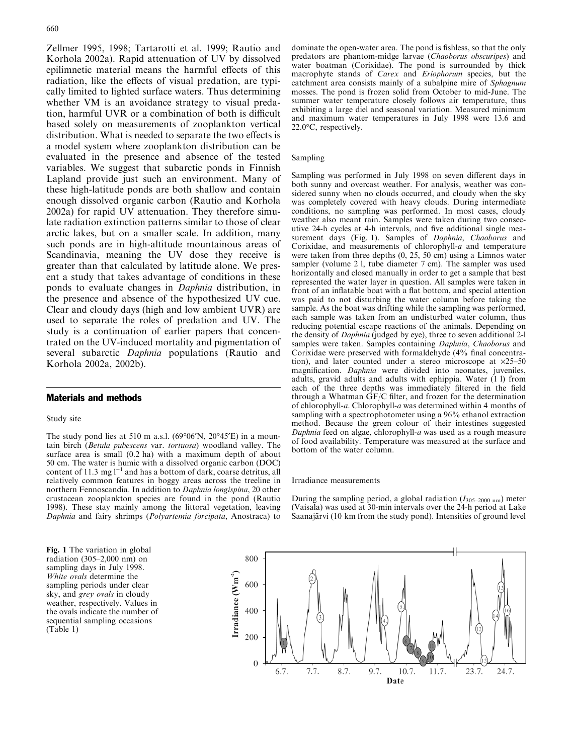Zellmer 1995, 1998; Tartarotti et al. 1999; Rautio and Korhola 2002a). Rapid attenuation of UV by dissolved epilimnetic material means the harmful effects of this radiation, like the effects of visual predation, are typically limited to lighted surface waters. Thus determining whether VM is an avoidance strategy to visual predation, harmful UVR or a combination of both is difficult based solely on measurements of zooplankton vertical distribution. What is needed to separate the two effects is a model system where zooplankton distribution can be evaluated in the presence and absence of the tested variables. We suggest that subarctic ponds in Finnish Lapland provide just such an environment. Many of these high-latitude ponds are both shallow and contain enough dissolved organic carbon (Rautio and Korhola 2002a) for rapid UV attenuation. They therefore simulate radiation extinction patterns similar to those of clear arctic lakes, but on a smaller scale. In addition, many such ponds are in high-altitude mountainous areas of Scandinavia, meaning the UV dose they receive is greater than that calculated by latitude alone. We present a study that takes advantage of conditions in these ponds to evaluate changes in *Daphnia* distribution, in the presence and absence of the hypothesized UV cue. Clear and cloudy days (high and low ambient UVR) are used to separate the roles of predation and UV. The study is a continuation of earlier papers that concentrated on the UV-induced mortality and pigmentation of several subarctic *Daphnia* populations (Rautio and Korhola 2002a, 2002b).

## Materials and methods

### Study site

The study pond lies at 510 m a.s.l. (69°06′N, 20°45′E) in a mountain birch (*Betula pubescens* var. *tortuosa*) woodland valley. The surface area is small (0.2 ha) with a maximum depth of about 50 cm. The water is humic with a dissolved organic carbon (DOC) content of 11.3 mg $l^{-1}$ and has a bottom of dark, coarse detritus, all relatively common features in boggy areas across the treeline in northern Fennoscandia. In addition to *Daphnia longispina*, 20 other crustacean zooplankton species are found in the pond (Rautio 1998). These stay mainly among the littoral vegetation, leaving *Daphnia* and fairy shrimps (*Polyartemia forcipata*, Anostraca) to dominate the open-water area. The pond is fishless, so that the only predators are phantom-midge larvae (*Chaoborus obscuripes*) and water boatman (Corixidae). The pond is surrounded by thick macrophyte stands of *Carex* and *Eriophorum* species, but the catchment area consists mainly of a subalpine mire of *Sphagnum* mosses. The pond is frozen solid from October to mid-June. The summer water temperature closely follows air temperature, thus exhibiting a large diel and seasonal variation. Measured minimum and maximum water temperatures in July 1998 were 13.6 and 22.0°C, respectively.

### Sampling

Sampling was performed in July 1998 on seven different days in both sunny and overcast weather. For analysis, weather was considered sunny when no clouds occurred, and cloudy when the sky was completely covered with heavy clouds. During intermediate conditions, no sampling was performed. In most cases, cloudy weather also meant rain. Samples were taken during two consecutive 24-h cycles at 4-h intervals, and five additional single measurement days (Fig. 1). Samples of *Daphnia*, *Chaoborus* and Corixidae, and measurements of chlorophyll-*a* and temperature were taken from three depths (0, 25, 50 cm) using a Limnos water sampler (volume 2 l, tube diameter 7 cm). The sampler was used horizontally and closed manually in order to get a sample that best represented the water layer in question. All samples were taken in front of an inflatable boat with a flat bottom, and special attention was paid to not disturbing the water column before taking the sample. As the boat was drifting while the sampling was performed, each sample was taken from an undisturbed water column, thus reducing potential escape reactions of the animals. Depending on the density of *Daphnia* (judged by eye), three to seven additional 2-l samples were taken. Samples containing *Daphnia*, *Chaoborus* and Corixidae were preserved with formaldehyde (4% final concentration), and later counted under a stereo microscope at ×25–50 magnification. *Daphnia* were divided into neonates, juveniles, adults, gravid adults and adults with ephippia. Water (1 l) from each of the three depths was immediately filtered in the field through a Whatman GF/C filter, and frozen for the determination of chlorophyll-*a*. Chlorophyll-*a* was determined within 4 months of sampling with a spectrophotometer using a 96% ethanol extraction method. Because the green colour of their intestines suggested *Daphnia* feed on algae, chlorophyll-*a* was used as a rough measure of food availability. Temperature was measured at the surface and bottom of the water column.

### Irradiance measurements

During the sampling period, a global radiation ($I_{305\text{–}2000\ nm}$) meter (Vaisala) was used at 30-min intervals over the 24-h period at Lake Saanajärvi (10 km from the study pond). Intensities of ground level

**Fig. 1** The variation in global radiation (305–2,000 nm) on sampling days in July 1998. *White ovals* determine the sampling periods under clear sky, and *grey ovals* in cloudy weather, respectively. Values in the ovals indicate the number of sequential sampling occasions (Table 1)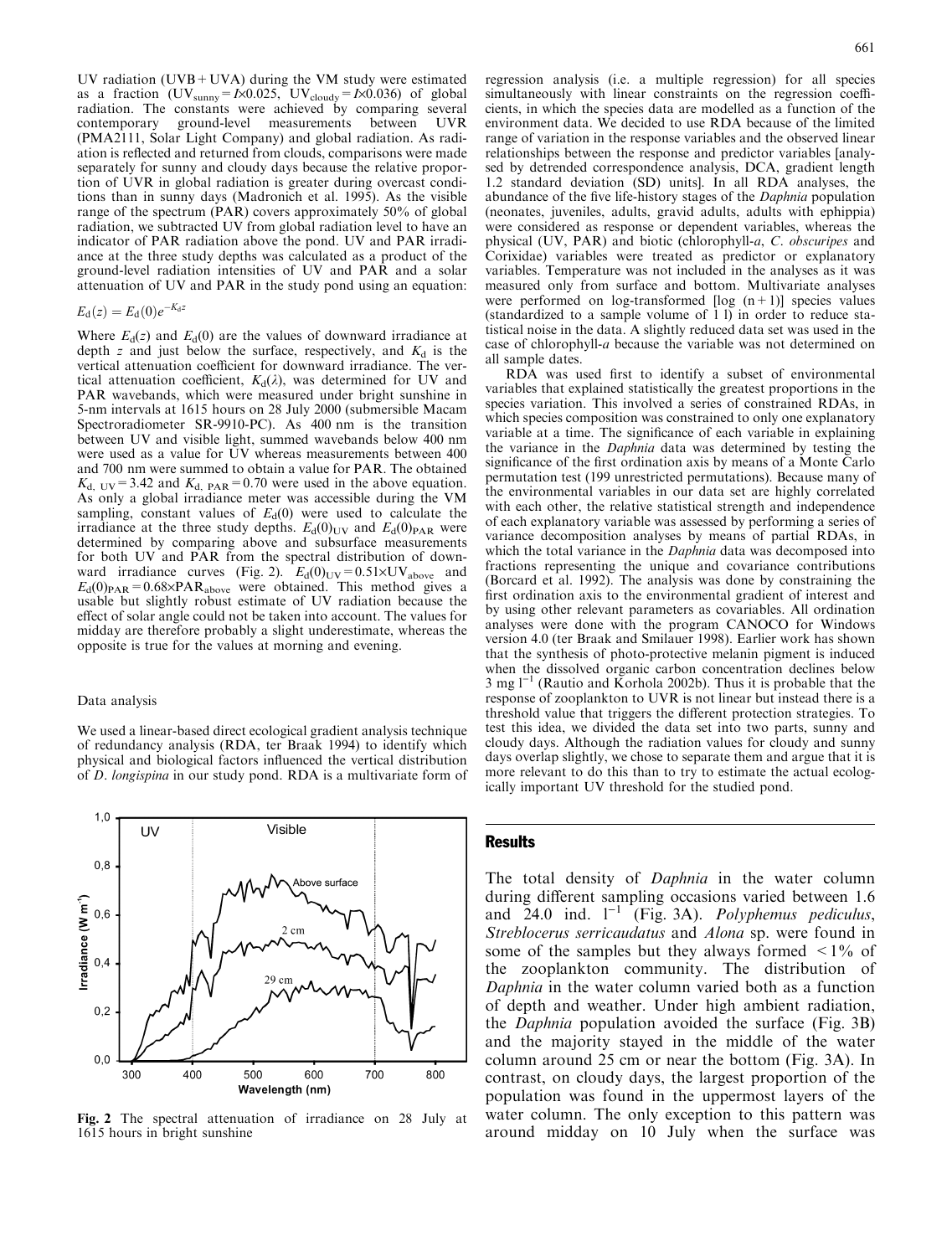UV radiation (UVB + UVA) during the VM study were estimated as a fraction ($UV_{sunny} = I \times 0.025$, $UV_{cloudy} = I \times 0.036$) of global radiation. The constants were achieved by comparing several contemporary ground-level measurements between UVR (PMA2111, Solar Light Company) and global radiation. As radiation is reflected and returned from clouds, comparisons were made separately for sunny and cloudy days because the relative proportion of UVR in global radiation is greater during overcast conditions than in sunny days (Madronich et al. 1995). As the visible range of the spectrum (PAR) covers approximately 50% of global radiation, we subtracted UV from global radiation level to have an indicator of PAR radiation above the pond. UV and PAR irradiance at the three study depths was calculated as a product of the ground-level radiation intensities of UV and PAR and a solar attenuation of UV and PAR in the study pond using an equation:

$$E_d(z) = E_d(0)e^{-K_d z}$$

Where $E_d(z)$ and $E_d(0)$ are the values of downward irradiance at depth $z$ and just below the surface, respectively, and $K_d$ is the vertical attenuation coefficient for downward irradiance. The vertical attenuation coefficient, $K_d(\lambda)$, was determined for UV and PAR wavebands, which were measured under bright sunshine in 5-nm intervals at 1615 hours on 28 July 2000 (submersible Macam Spectroradiometer SR-9910-PC). As 400 nm is the transition between UV and visible light, summed wavebands below 400 nm were used as a value for UV whereas measurements between 400 and 700 nm were summed to obtain a value for PAR. The obtained $K_{d,\ UV} = 3.42$ and $K_{d,\ PAR} = 0.70$ were used in the above equation. As only a global irradiance meter was accessible during the VM sampling, constant values of $E_d(0)$ were used to calculate the irradiance at the three study depths. $E_d(0)_{UV}$ and $E_d(0)_{PAR}$ were determined by comparing above and subsurface measurements for both UV and PAR from the spectral distribution of downward irradiance curves (Fig. 2). $E_d(0)_{UV} = 0.51 \times UV_{above}$ and $E_d(0)_{PAR} = 0.68 \times PAR_{above}$ were obtained. This method gives a usable but slightly robust estimate of UV radiation because the effect of solar angle could not be taken into account. The values for midday are therefore probably a slight underestimate, whereas the opposite is true for the values at morning and evening.

### Data analysis

We used a linear-based direct ecological gradient analysis technique of redundancy analysis (RDA, ter Braak 1994) to identify which physical and biological factors influenced the vertical distribution of *D. longispina* in our study pond. RDA is a multivariate form of regression analysis (i.e. a multiple regression) for all species simultaneously with linear constraints on the regression coefficients, in which the species data are modelled as a function of the environment data. We decided to use RDA because of the limited range of variation in the response variables and the observed linear relationships between the response and predictor variables [analysed by detrended correspondence analysis, DCA, gradient length 1.2 standard deviation (SD) units]. In all RDA analyses, the abundance of the five life-history stages of the *Daphnia* population (neonates, juveniles, adults, gravid adults, adults with ephippia) were considered as response or dependent variables, whereas the physical (UV, PAR) and biotic (chlorophyll-*a*, *C. obscuripes* and Corixidae) variables were treated as predictor or explanatory variables. Temperature was not included in the analyses as it was measured only from surface and bottom. Multivariate analyses were performed on log-transformed [log (n + 1)] species values (standardized to a sample volume of 1 l) in order to reduce statistical noise in the data. A slightly reduced data set was used in the case of chlorophyll-*a* because the variable was not determined on all sample dates.

RDA was used first to identify a subset of environmental variables that explained statistically the greatest proportions in the species variation. This involved a series of constrained RDAs, in which species composition was constrained to only one explanatory variable at a time. The significance of each variable in explaining the variance in the *Daphnia* data was determined by testing the significance of the first ordination axis by means of a Monte Carlo permutation test (199 unrestricted permutations). Because many of the environmental variables in our data set are highly correlated with each other, the relative statistical strength and independence of each explanatory variable was assessed by performing a series of variance decomposition analyses by means of partial RDAs, in which the total variance in the *Daphnia* data was decomposed into fractions representing the unique and covariance contributions (Borcard et al. 1992). The analysis was done by constraining the first ordination axis to the environmental gradient of interest and by using other relevant parameters as covariables. All ordination analyses were done with the program CANOCO for Windows version 4.0 (ter Braak and Smilauer 1998). Earlier work has shown that the synthesis of photo-protective melanin pigment is induced when the dissolved organic carbon concentration declines below 3 mg $l^{-1}$ (Rautio and Korhola 2002b). Thus it is probable that the response of zooplankton to UVR is not linear but instead there is a threshold value that triggers the different protection strategies. To test this idea, we divided the data set into two parts, sunny and cloudy days. Although the radiation values for cloudy and sunny days overlap slightly, we chose to separate them and argue that it is more relevant to do this than to try to estimate the actual ecologically important UV threshold for the studied pond.

UV
Visible
Above surface
2 cm
29 cm
Irradiance (W m$^{-1}$)
1,0
0,8
0,6
0,4
0,2
0,0
300 400 500 600 700 800
Wavelength (nm)

**Fig. 2** The spectral attenuation of irradiance on 28 July at 1615 hours in bright sunshine

## Results

The total density of *Daphnia* in the water column during different sampling occasions varied between 1.6 and 24.0 ind. $l^{-1}$ (Fig. 3A). *Polyphemus pediculus*, *Streblocerus serricaudatus* and *Alona* sp. were found in some of the samples but they always formed < 1% of the zooplankton community. The distribution of *Daphnia* in the water column varied both as a function of depth and weather. Under high ambient radiation, the *Daphnia* population avoided the surface (Fig. 3B) and the majority stayed in the middle of the water column around 25 cm or near the bottom (Fig. 3A). In contrast, on cloudy days, the largest proportion of the population was found in the uppermost layers of the water column. The only exception to this pattern was around midday on 10 July when the surface was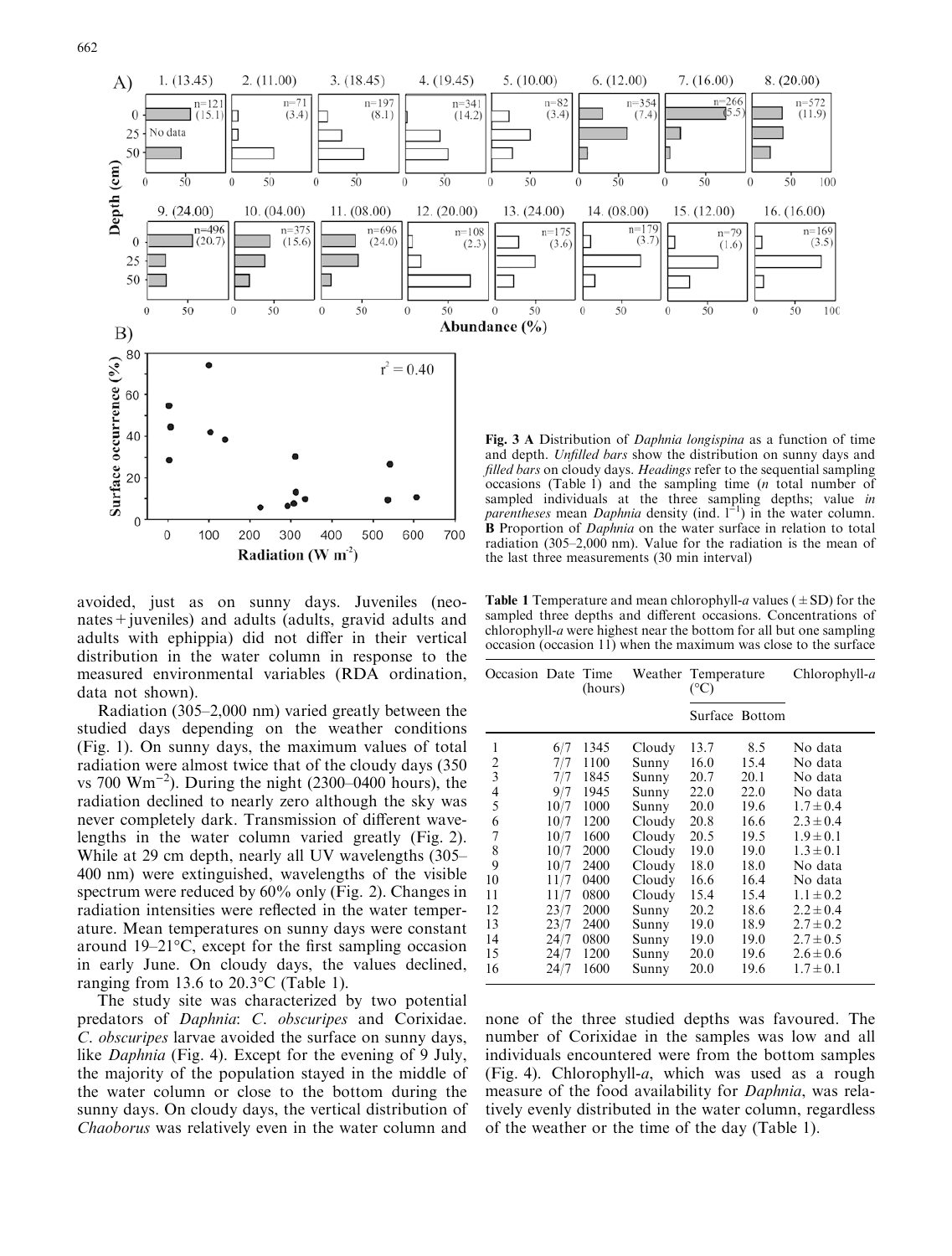**Fig. 3 A** Distribution of *Daphnia longispina* as a function of time and depth. *Unfilled bars* show the distribution on sunny days and *filled bars* on cloudy days. *Headings* refer to the sequential sampling occasions (Table 1) and the sampling time (*n* total number of sampled individuals at the three sampling depths; value *in parentheses* mean *Daphnia* density (ind. $l^{-1}$) in the water column. **B** Proportion of *Daphnia* on the water surface in relation to total radiation (305–2,000 nm). Value for the radiation is the mean of the last three measurements (30 min interval)

avoided, just as on sunny days. Juveniles (neonates + juveniles) and adults (adults, gravid adults and adults with ephippia) did not differ in their vertical distribution in the water column in response to the measured environmental variables (RDA ordination, data not shown).

Radiation (305–2,000 nm) varied greatly between the studied days depending on the weather conditions (Fig. 1). On sunny days, the maximum values of total radiation were almost twice that of the cloudy days (350 vs 700 $Wm^{-2}$). During the night (2300–0400 hours), the radiation declined to nearly zero although the sky was never completely dark. Transmission of different wavelengths in the water column varied greatly (Fig. 2). While at 29 cm depth, nearly all UV wavelengths (305–400 nm) were extinguished, wavelengths of the visible spectrum were reduced by 60% only (Fig. 2). Changes in radiation intensities were reflected in the water temperature. Mean temperatures on sunny days were constant around 19–21°C, except for the first sampling occasion in early June. On cloudy days, the values declined, ranging from 13.6 to 20.3°C (Table 1).

The study site was characterized by two potential predators of *Daphnia*: *C. obscuripes* and Corixidae. *C. obscuripes* larvae avoided the surface on sunny days, like *Daphnia* (Fig. 4). Except for the evening of 9 July, the majority of the population stayed in the middle of the water column or close to the bottom during the sunny days. On cloudy days, the vertical distribution of *Chaoborus* was relatively even in the water column and none of the three studied depths was favoured. The number of Corixidae in the samples was low and all individuals encountered were from the bottom samples (Fig. 4). Chlorophyll-*a*, which was used as a rough measure of the food availability for *Daphnia*, was relatively evenly distributed in the water column, regardless of the weather or the time of the day (Table 1).

**Table 1** Temperature and mean chlorophyll-*a* values (± SD) for the sampled three depths and different occasions. Concentrations of chlorophyll-*a* were highest near the bottom for all but one sampling occasion (occasion 11) when the maximum was close to the surface

| Occasion | Date | Time (hours) | Weather | Temperature (°C) | | Chlorophyll-*a* |
|---|---|---|---|---|---|---|
| | | | | Surface | Bottom | |
| 1 | 6/7 | 1345 | Cloudy | 13.7 | 8.5 | No data |
| 2 | 7/7 | 1100 | Sunny | 16.0 | 15.4 | No data |
| 3 | 7/7 | 1845 | Sunny | 20.7 | 20.1 | No data |
| 4 | 9/7 | 1945 | Sunny | 22.0 | 22.0 | No data |
| 5 | 10/7 | 1000 | Sunny | 20.0 | 19.6 | 1.7 ± 0.4 |
| 6 | 10/7 | 1200 | Cloudy | 20.8 | 16.6 | 2.3 ± 0.4 |
| 7 | 10/7 | 1600 | Cloudy | 20.5 | 19.5 | 1.9 ± 0.1 |
| 8 | 10/7 | 2000 | Cloudy | 19.0 | 19.0 | 1.3 ± 0.1 |
| 9 | 10/7 | 2400 | Cloudy | 18.0 | 18.0 | No data |
| 10 | 11/7 | 0400 | Cloudy | 16.6 | 16.4 | No data |
| 11 | 11/7 | 0800 | Cloudy | 15.4 | 15.4 | 1.1 ± 0.2 |
| 12 | 23/7 | 2000 | Sunny | 20.2 | 18.6 | 2.2 ± 0.4 |
| 13 | 23/7 | 2400 | Sunny | 19.0 | 18.9 | 2.7 ± 0.2 |
| 14 | 24/7 | 0800 | Sunny | 19.0 | 19.0 | 2.7 ± 0.5 |
| 15 | 24/7 | 1200 | Sunny | 20.0 | 19.6 | 2.6 ± 0.6 |
| 16 | 24/7 | 1600 | Sunny | 20.0 | 19.6 | 1.7 ± 0.1 |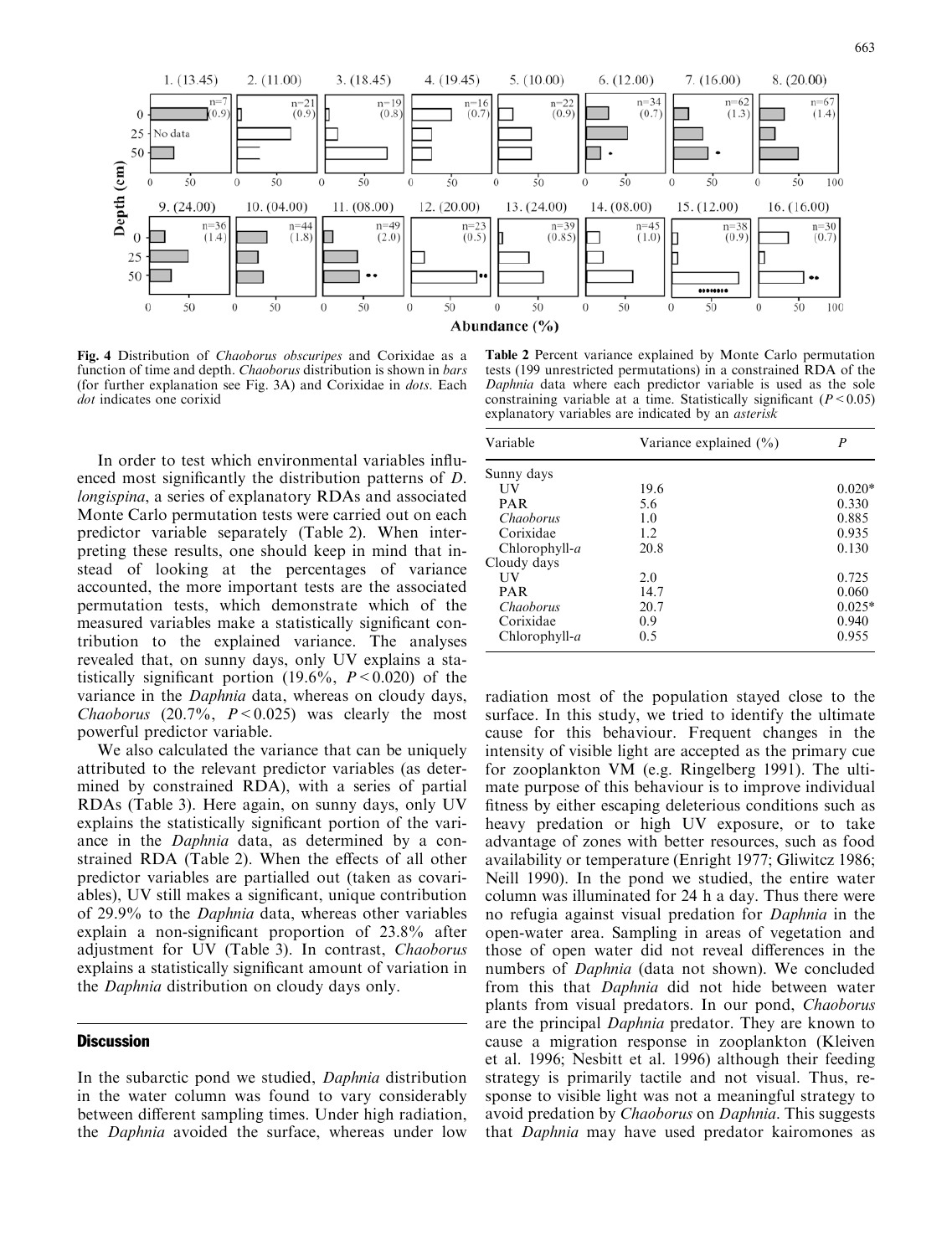Fig. 4 Distribution of *Chaoborus obscuripes* and Corixidae as a function of time and depth. *Chaoborus* distribution is shown in *bars* (for further explanation see Fig. 3A) and Corixidae in *dots*. Each *dot* indicates one corixid

**Table 2** Percent variance explained by Monte Carlo permutation tests (199 unrestricted permutations) in a constrained RDA of the *Daphnia* data where each predictor variable is used as the sole constraining variable at a time. Statistically significant ($P < 0.05$) explanatory variables are indicated by an *asterisk*

| Variable | Variance explained (%) | *P* |
|---|---|---|
| Sunny days | | |
| UV | 19.6 | 0.020* |
| PAR | 5.6 | 0.330 |
| *Chaoborus* | 1.0 | 0.885 |
| Corixidae | 1.2 | 0.935 |
| Chlorophyll-*a* | 20.8 | 0.130 |
| Cloudy days | | |
| UV | 2.0 | 0.725 |
| PAR | 14.7 | 0.060 |
| *Chaoborus* | 20.7 | 0.025* |
| Corixidae | 0.9 | 0.940 |
| Chlorophyll-*a* | 0.5 | 0.955 |

In order to test which environmental variables influenced most significantly the distribution patterns of *D. longispina*, a series of explanatory RDAs and associated Monte Carlo permutation tests were carried out on each predictor variable separately (Table 2). When interpreting these results, one should keep in mind that instead of looking at the percentages of variance accounted, the more important tests are the associated permutation tests, which demonstrate which of the measured variables make a statistically significant contribution to the explained variance. The analyses revealed that, on sunny days, only UV explains a statistically significant portion (19.6%, $P < 0.020$) of the variance in the *Daphnia* data, whereas on cloudy days, *Chaoborus* (20.7%, $P < 0.025$) was clearly the most powerful predictor variable.

We also calculated the variance that can be uniquely attributed to the relevant predictor variables (as determined by constrained RDA), with a series of partial RDAs (Table 3). Here again, on sunny days, only UV explains the statistically significant portion of the variance in the *Daphnia* data, as determined by a constrained RDA (Table 2). When the effects of all other predictor variables are partialled out (taken as covariables), UV still makes a significant, unique contribution of 29.9% to the *Daphnia* data, whereas other variables explain a non-significant proportion of 23.8% after adjustment for UV (Table 3). In contrast, *Chaoborus* explains a statistically significant amount of variation in the *Daphnia* distribution on cloudy days only.

## Discussion

In the subarctic pond we studied, *Daphnia* distribution in the water column was found to vary considerably between different sampling times. Under high radiation, the *Daphnia* avoided the surface, whereas under low radiation most of the population stayed close to the surface. In this study, we tried to identify the ultimate cause for this behaviour. Frequent changes in the intensity of visible light are accepted as the primary cue for zooplankton VM (e.g. Ringelberg 1991). The ultimate purpose of this behaviour is to improve individual fitness by either escaping deleterious conditions such as heavy predation or high UV exposure, or to take advantage of zones with better resources, such as food availability or temperature (Enright 1977; Gliwitcz 1986; Neill 1990). In the pond we studied, the entire water column was illuminated for 24 h a day. Thus there were no refugia against visual predation for *Daphnia* in the open-water area. Sampling in areas of vegetation and those of open water did not reveal differences in the numbers of *Daphnia* (data not shown). We concluded from this that *Daphnia* did not hide between water plants from visual predators. In our pond, *Chaoborus* are the principal *Daphnia* predator. They are known to cause a migration response in zooplankton (Kleiven et al. 1996; Nesbitt et al. 1996) although their feeding strategy is primarily tactile and not visual. Thus, response to visible light was not a meaningful strategy to avoid predation by *Chaoborus* on *Daphnia*. This suggests that *Daphnia* may have used predator kairomones as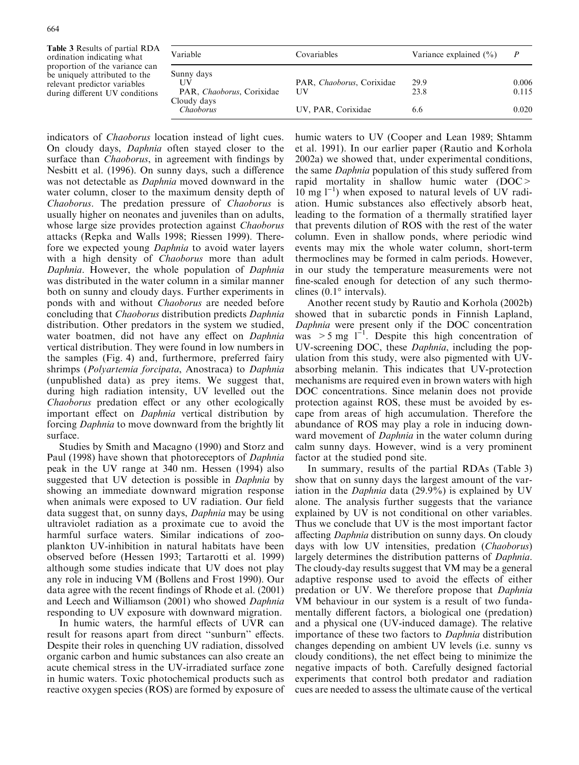**Table 3** Results of partial RDA ordination indicating what proportion of the variance can be uniquely attributed to the relevant predictor variables during different UV conditions

| Variable | Covariables | Variance explained (%) | *P* |
|---|---|---|---|
| Sunny days | | | |
| UV | PAR, *Chaoborus*, Corixidae | 29.9 | 0.006 |
| PAR, *Chaoborus*, Corixidae | UV | 23.8 | 0.115 |
| Cloudy days | | | |
| *Chaoborus* | UV, PAR, Corixidae | 6.6 | 0.020 |

indicators of *Chaoborus* location instead of light cues. On cloudy days, *Daphnia* often stayed closer to the surface than *Chaoborus*, in agreement with findings by Nesbitt et al. (1996). On sunny days, such a difference was not detectable as *Daphnia* moved downward in the water column, closer to the maximum density depth of *Chaoborus*. The predation pressure of *Chaoborus* is usually higher on neonates and juveniles than on adults, whose large size provides protection against *Chaoborus* attacks (Repka and Walls 1998; Riessen 1999). Therefore we expected young *Daphnia* to avoid water layers with a high density of *Chaoborus* more than adult *Daphnia*. However, the whole population of *Daphnia* was distributed in the water column in a similar manner both on sunny and cloudy days. Further experiments in ponds with and without *Chaoborus* are needed before concluding that *Chaoborus* distribution predicts *Daphnia* distribution. Other predators in the system we studied, water boatmen, did not have any effect on *Daphnia* vertical distribution. They were found in low numbers in the samples (Fig. 4) and, furthermore, preferred fairy shrimps (*Polyartemia forcipata*, Anostraca) to *Daphnia* (unpublished data) as prey items. We suggest that, during high radiation intensity, UV levelled out the *Chaoborus* predation effect or any other ecologically important effect on *Daphnia* vertical distribution by forcing *Daphnia* to move downward from the brightly lit surface.

Studies by Smith and Macagno (1990) and Storz and Paul (1998) have shown that photoreceptors of *Daphnia* peak in the UV range at 340 nm. Hessen (1994) also suggested that UV detection is possible in *Daphnia* by showing an immediate downward migration response when animals were exposed to UV radiation. Our field data suggest that, on sunny days, *Daphnia* may be using ultraviolet radiation as a proximate cue to avoid the harmful surface waters. Similar indications of zooplankton UV-inhibition in natural habitats have been observed before (Hessen 1993; Tartarotti et al. 1999) although some studies indicate that UV does not play any role in inducing VM (Bollens and Frost 1990). Our data agree with the recent findings of Rhode et al. (2001) and Leech and Williamson (2001) who showed *Daphnia* responding to UV exposure with downward migration.

In humic waters, the harmful effects of UVR can result for reasons apart from direct "sunburn" effects. Despite their roles in quenching UV radiation, dissolved organic carbon and humic substances can also create an acute chemical stress in the UV-irradiated surface zone in humic waters. Toxic photochemical products such as reactive oxygen species (ROS) are formed by exposure of humic waters to UV (Cooper and Lean 1989; Shtamm et al. 1991). In our earlier paper (Rautio and Korhola 2002a) we showed that, under experimental conditions, the same *Daphnia* population of this study suffered from rapid mortality in shallow humic water (DOC > 10 mg $l^{-1}$) when exposed to natural levels of UV radiation. Humic substances also effectively absorb heat, leading to the formation of a thermally stratified layer that prevents dilution of ROS with the rest of the water column. Even in shallow ponds, where periodic wind events may mix the whole water column, short-term thermoclines may be formed in calm periods. However, in our study the temperature measurements were not fine-scaled enough for detection of any such thermoclines (0.1° intervals).

Another recent study by Rautio and Korhola (2002b) showed that in subarctic ponds in Finnish Lapland, *Daphnia* were present only if the DOC concentration was > 5 mg $l^{-1}$. Despite this high concentration of UV-screening DOC, these *Daphnia*, including the population from this study, were also pigmented with UV-absorbing melanin. This indicates that UV-protection mechanisms are required even in brown waters with high DOC concentrations. Since melanin does not provide protection against ROS, these must be avoided by escape from areas of high accumulation. Therefore the abundance of ROS may play a role in inducing downward movement of *Daphnia* in the water column during calm sunny days. However, wind is a very prominent factor at the studied pond site.

In summary, results of the partial RDAs (Table 3) show that on sunny days the largest amount of the variation in the *Daphnia* data (29.9%) is explained by UV alone. The analysis further suggests that the variance explained by UV is not conditional on other variables. Thus we conclude that UV is the most important factor affecting *Daphnia* distribution on sunny days. On cloudy days with low UV intensities, predation (*Chaoborus*) largely determines the distribution patterns of *Daphnia*. The cloudy-day results suggest that VM may be a general adaptive response used to avoid the effects of either predation or UV. We therefore propose that *Daphnia* VM behaviour in our system is a result of two fundamentally different factors, a biological one (predation) and a physical one (UV-induced damage). The relative importance of these two factors to *Daphnia* distribution changes depending on ambient UV levels (i.e. sunny vs cloudy conditions), the net effect being to minimize the negative impacts of both. Carefully designed factorial experiments that control both predator and radiation cues are needed to assess the ultimate cause of the vertical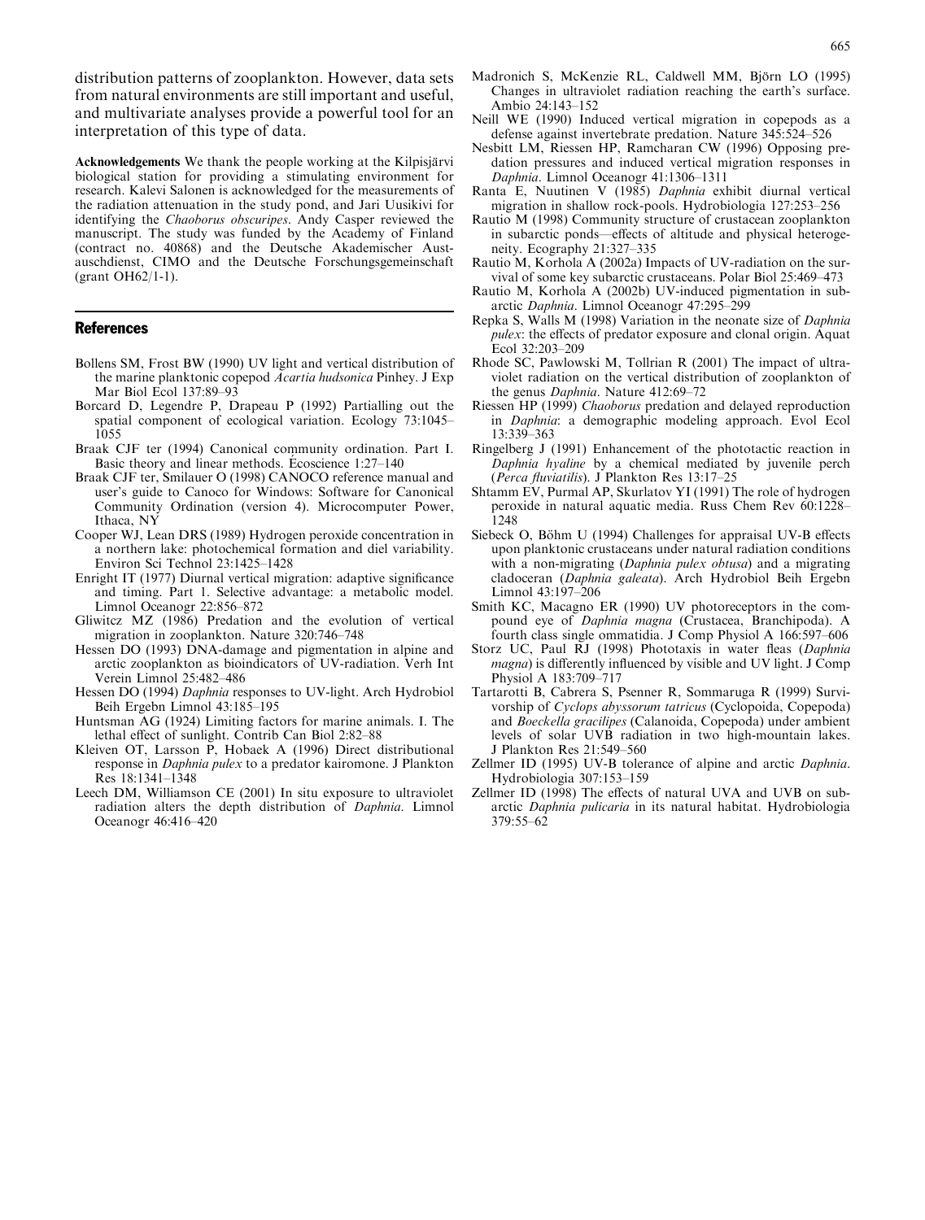distribution patterns of zooplankton. However, data sets from natural environments are still important and useful, and multivariate analyses provide a powerful tool for an interpretation of this type of data.

**Acknowledgements** We thank the people working at the Kilpisjärvi biological station for providing a stimulating environment for research. Kalevi Salonen is acknowledged for the measurements of the radiation attenuation in the study pond, and Jari Uusikivi for identifying the *Chaoborus obscuripes*. Andy Casper reviewed the manuscript. The study was funded by the Academy of Finland (contract no. 40868) and the Deutsche Akademischer Austauschdienst, CIMO and the Deutsche Forschungsgemeinschaft (grant OH62/1-1).

## References

Bollens SM, Frost BW (1990) UV light and vertical distribution of the marine planktonic copepod *Acartia hudsonica* Pinhey. J Exp Mar Biol Ecol 137:89–93

Borcard D, Legendre P, Drapeau P (1992) Partialling out the spatial component of ecological variation. Ecology 73:1045–1055

Braak CJF ter (1994) Canonical community ordination. Part I. Basic theory and linear methods. Écoscience 1:27–140

Braak CJF ter, Smilauer O (1998) CANOCO reference manual and user's guide to Canoco for Windows: Software for Canonical Community Ordination (version 4). Microcomputer Power, Ithaca, NY

Cooper WJ, Lean DRS (1989) Hydrogen peroxide concentration in a northern lake: photochemical formation and diel variability. Environ Sci Technol 23:1425–1428

Enright IT (1977) Diurnal vertical migration: adaptive significance and timing. Part 1. Selective advantage: a metabolic model. Limnol Oceanogr 22:856–872

Gliwitcz MZ (1986) Predation and the evolution of vertical migration in zooplankton. Nature 320:746–748

Hessen DO (1993) DNA-damage and pigmentation in alpine and arctic zooplankton as bioindicators of UV-radiation. Verh Int Verein Limnol 25:482–486

Hessen DO (1994) *Daphnia* responses to UV-light. Arch Hydrobiol Beih Ergebn Limnol 43:185–195

Huntsman AG (1924) Limiting factors for marine animals. I. The lethal effect of sunlight. Contrib Can Biol 2:82–88

Kleiven OT, Larsson P, Hobaek A (1996) Direct distributional response in *Daphnia pulex* to a predator kairomone. J Plankton Res 18:1341–1348

Leech DM, Williamson CE (2001) In situ exposure to ultraviolet radiation alters the depth distribution of *Daphnia*. Limnol Oceanogr 46:416–420

Madronich S, McKenzie RL, Caldwell MM, Björn LO (1995) Changes in ultraviolet radiation reaching the earth's surface. Ambio 24:143–152

Neill WE (1990) Induced vertical migration in copepods as a defense against invertebrate predation. Nature 345:524–526

Nesbitt LM, Riessen HP, Ramcharan CW (1996) Opposing predation pressures and induced vertical migration responses in *Daphnia*. Limnol Oceanogr 41:1306–1311

Ranta E, Nuutinen V (1985) *Daphnia* exhibit diurnal vertical migration in shallow rock-pools. Hydrobiologia 127:253–256

Rautio M (1998) Community structure of crustacean zooplankton in subarctic ponds—effects of altitude and physical heterogeneity. Ecography 21:327–335

Rautio M, Korhola A (2002a) Impacts of UV-radiation on the survival of some key subarctic crustaceans. Polar Biol 25:469–473

Rautio M, Korhola A (2002b) UV-induced pigmentation in subarctic *Daphnia*. Limnol Oceanogr 47:295–299

Repka S, Walls M (1998) Variation in the neonate size of *Daphnia pulex*: the effects of predator exposure and clonal origin. Aquat Ecol 32:203–209

Rhode SC, Pawlowski M, Tollrian R (2001) The impact of ultraviolet radiation on the vertical distribution of zooplankton of the genus *Daphnia*. Nature 412:69–72

Riessen HP (1999) *Chaoborus* predation and delayed reproduction in *Daphnia*: a demographic modeling approach. Evol Ecol 13:339–363

Ringelberg J (1991) Enhancement of the phototactic reaction in *Daphnia hyaline* by a chemical mediated by juvenile perch (*Perca fluviatilis*). J Plankton Res 13:17–25

Shtamm EV, Purmal AP, Skurlatov YI (1991) The role of hydrogen peroxide in natural aquatic media. Russ Chem Rev 60:1228–1248

Siebeck O, Böhm U (1994) Challenges for appraisal UV-B effects upon planktonic crustaceans under natural radiation conditions with a non-migrating (*Daphnia pulex obtusa*) and a migrating cladoceran (*Daphnia galeata*). Arch Hydrobiol Beih Ergebn Limnol 43:197–206

Smith KC, Macagno ER (1990) UV photoreceptors in the compound eye of *Daphnia magna* (Crustacea, Branchipoda). A fourth class single ommatidia. J Comp Physiol A 166:597–606

Storz UC, Paul RJ (1998) Phototaxis in water fleas (*Daphnia magna*) is differently influenced by visible and UV light. J Comp Physiol A 183:709–717

Tartarotti B, Cabrera S, Psenner R, Sommaruga R (1999) Survivorship of *Cyclops abyssorum tatricus* (Cyclopoida, Copepoda) and *Boeckella gracilipes* (Calanoida, Copepoda) under ambient levels of solar UVB radiation in two high-mountain lakes. J Plankton Res 21:549–560

Zellmer ID (1995) UV-B tolerance of alpine and arctic *Daphnia*. Hydrobiologia 307:153–159

Zellmer ID (1998) The effects of natural UVA and UVB on subarctic *Daphnia pulicaria* in its natural habitat. Hydrobiologia 379:55–62